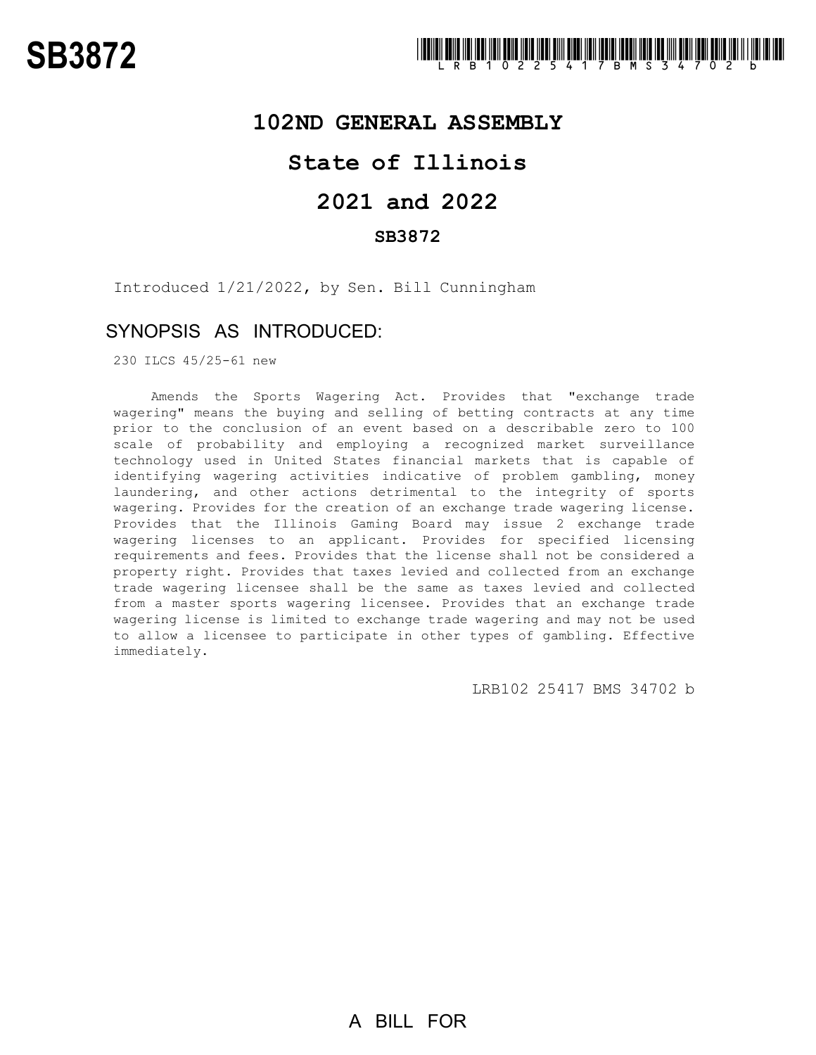# SB3872

**102ND GENERAL ASSEMBLY**

**State of Illinois**

**2021 and 2022**

**SB3872**

Introduced 1/21/2022, by Sen. Bill Cunningham

## SYNOPSIS AS INTRODUCED:

230 ILCS 45/25-61 new

Amends the Sports Wagering Act. Provides that "exchange trade wagering" means the buying and selling of betting contracts at any time prior to the conclusion of an event based on a describable zero to 100 scale of probability and employing a recognized market surveillance technology used in United States financial markets that is capable of identifying wagering activities indicative of problem gambling, money laundering, and other actions detrimental to the integrity of sports wagering. Provides for the creation of an exchange trade wagering license. Provides that the Illinois Gaming Board may issue 2 exchange trade wagering licenses to an applicant. Provides for specified licensing requirements and fees. Provides that the license shall not be considered a property right. Provides that taxes levied and collected from an exchange trade wagering licensee shall be the same as taxes levied and collected from a master sports wagering licensee. Provides that an exchange trade wagering license is limited to exchange trade wagering and may not be used to allow a licensee to participate in other types of gambling. Effective immediately.

LRB102 25417 BMS 34702 b

A BILL FOR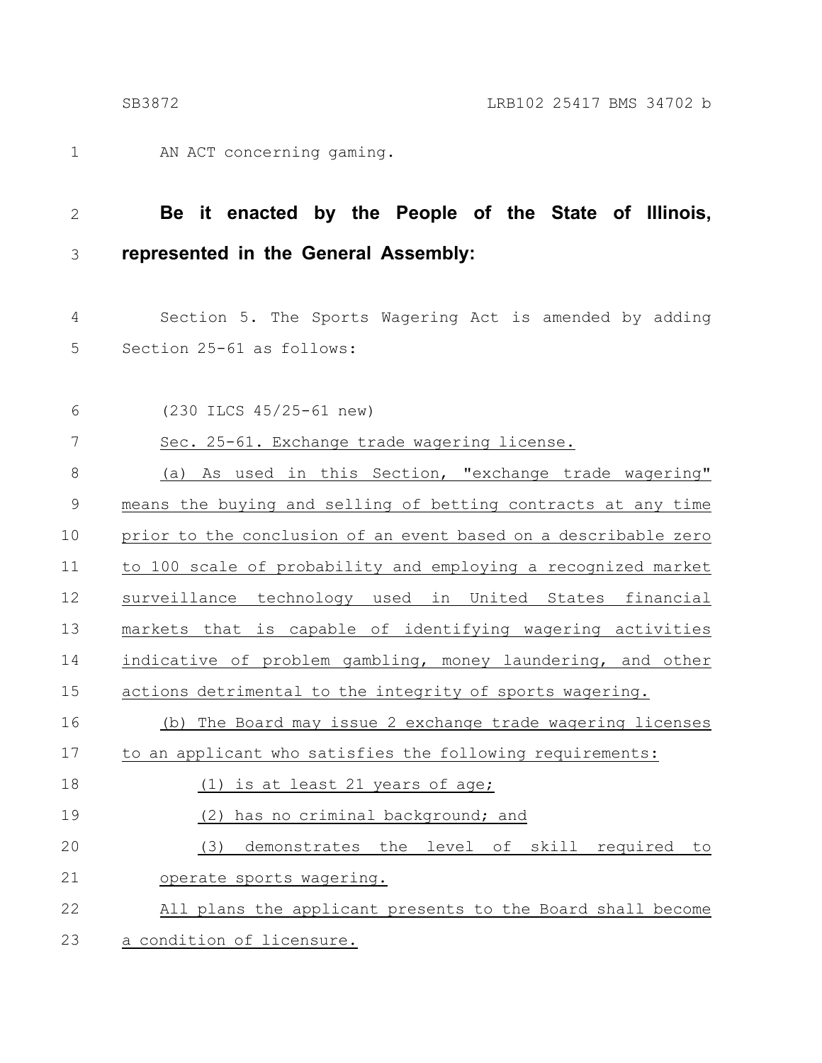AN ACT concerning gaming.

**Be it enacted by the People of the State of Illinois, represented in the General Assembly:**

Section 5. The Sports Wagering Act is amended by adding Section 25-61 as follows:

(230 ILCS 45/25-61 new)

Sec. 25-61. Exchange trade wagering license.

(a) As used in this Section, "exchange trade wagering" means the buying and selling of betting contracts at any time prior to the conclusion of an event based on a describable zero to 100 scale of probability and employing a recognized market surveillance technology used in United States financial markets that is capable of identifying wagering activities indicative of problem gambling, money laundering, and other actions detrimental to the integrity of sports wagering.

(b) The Board may issue 2 exchange trade wagering licenses to an applicant who satisfies the following requirements:

(1) is at least 21 years of age;

(2) has no criminal background; and

(3) demonstrates the level of skill required to operate sports wagering.

All plans the applicant presents to the Board shall become a condition of licensure.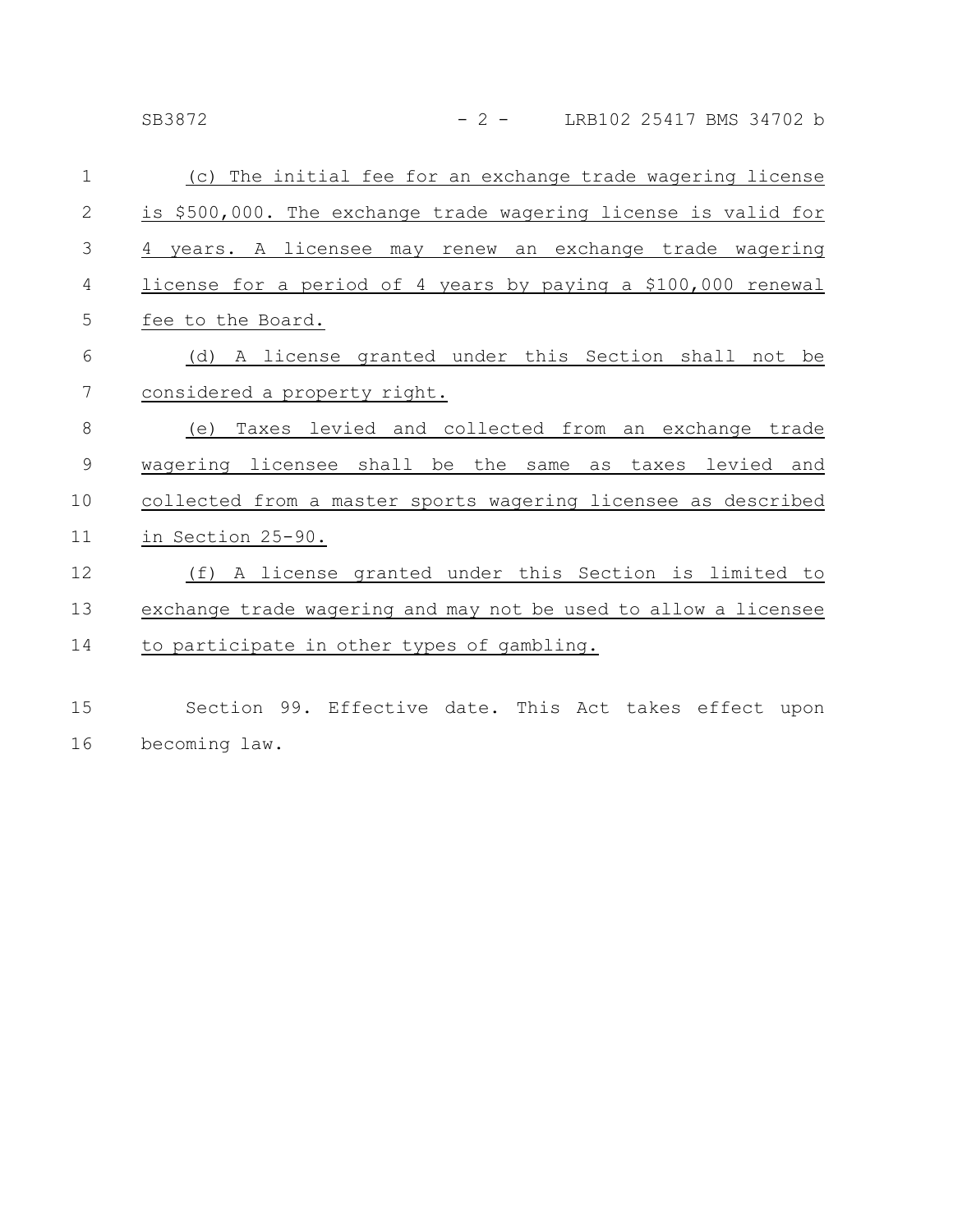(c) The initial fee for an exchange trade wagering license is $500,000. The exchange trade wagering license is valid for 4 years. A licensee may renew an exchange trade wagering license for a period of 4 years by paying a $100,000 renewal fee to the Board.

(d) A license granted under this Section shall not be considered a property right.

(e) Taxes levied and collected from an exchange trade wagering licensee shall be the same as taxes levied and collected from a master sports wagering licensee as described in Section 25-90.

(f) A license granted under this Section is limited to exchange trade wagering and may not be used to allow a licensee to participate in other types of gambling.

Section 99. Effective date. This Act takes effect upon becoming law.